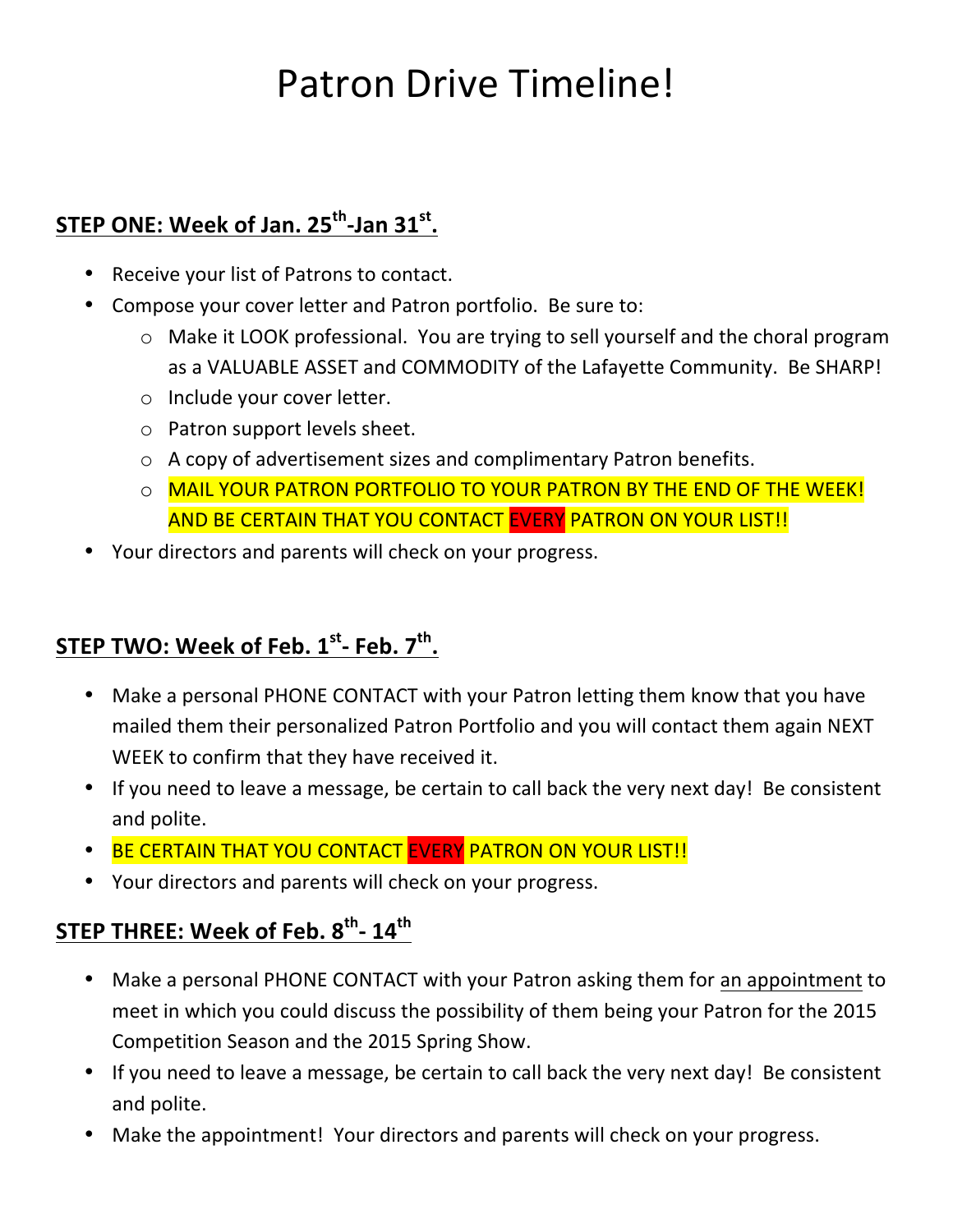# Patron Drive Timeline!

## STEP ONE: Week of Jan. 25th-Jan 31st.

- Receive your list of Patrons to contact.
- Compose your cover letter and Patron portfolio. Be sure to:
  - Make it LOOK professional. You are trying to sell yourself and the choral program as a VALUABLE ASSET and COMMODITY of the Lafayette Community. Be SHARP!
  - Include your cover letter.
  - Patron support levels sheet.
  - A copy of advertisement sizes and complimentary Patron benefits.
  - MAIL YOUR PATRON PORTFOLIO TO YOUR PATRON BY THE END OF THE WEEK! AND BE CERTAIN THAT YOU CONTACT EVERY PATRON ON YOUR LIST!!
- Your directors and parents will check on your progress.

## STEP TWO: Week of Feb. 1st- Feb. 7th.

- Make a personal PHONE CONTACT with your Patron letting them know that you have mailed them their personalized Patron Portfolio and you will contact them again NEXT WEEK to confirm that they have received it.
- If you need to leave a message, be certain to call back the very next day! Be consistent and polite.
- BE CERTAIN THAT YOU CONTACT EVERY PATRON ON YOUR LIST!!
- Your directors and parents will check on your progress.

## STEP THREE: Week of Feb. 8th- 14th

- Make a personal PHONE CONTACT with your Patron asking them for an appointment to meet in which you could discuss the possibility of them being your Patron for the 2015 Competition Season and the 2015 Spring Show.
- If you need to leave a message, be certain to call back the very next day! Be consistent and polite.
- Make the appointment! Your directors and parents will check on your progress.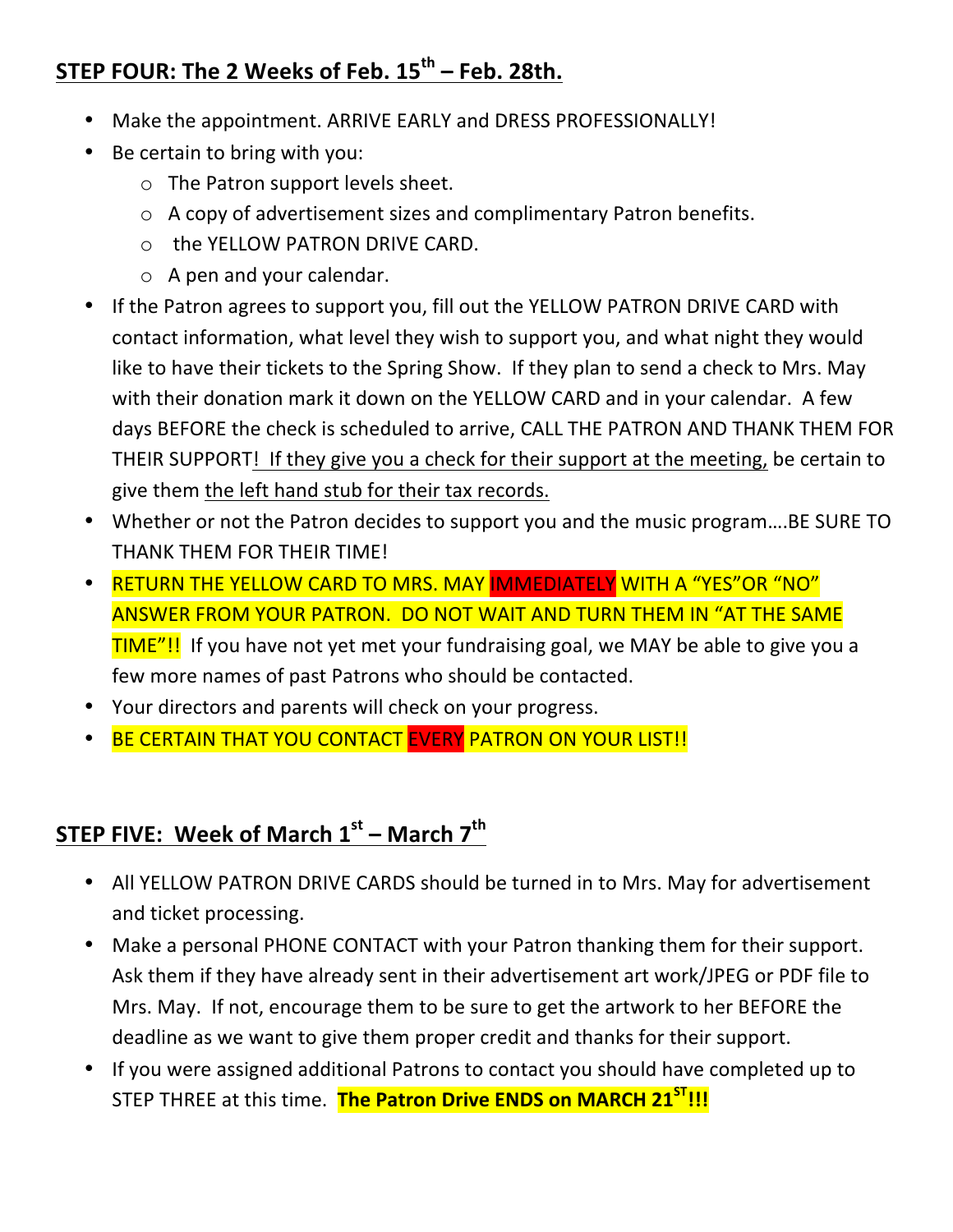## STEP FOUR: The 2 Weeks of Feb. 15th – Feb. 28th.

- Make the appointment. ARRIVE EARLY and DRESS PROFESSIONALLY!
- Be certain to bring with you:
  - The Patron support levels sheet.
  - A copy of advertisement sizes and complimentary Patron benefits.
  - the YELLOW PATRON DRIVE CARD.
  - A pen and your calendar.
- If the Patron agrees to support you, fill out the YELLOW PATRON DRIVE CARD with contact information, what level they wish to support you, and what night they would like to have their tickets to the Spring Show. If they plan to send a check to Mrs. May with their donation mark it down on the YELLOW CARD and in your calendar. A few days BEFORE the check is scheduled to arrive, CALL THE PATRON AND THANK THEM FOR THEIR SUPPORT! If they give you a check for their support at the meeting, be certain to give them the left hand stub for their tax records.
- Whether or not the Patron decides to support you and the music program….BE SURE TO THANK THEM FOR THEIR TIME!
- RETURN THE YELLOW CARD TO MRS. MAY IMMEDIATELY WITH A "YES"OR "NO" ANSWER FROM YOUR PATRON. DO NOT WAIT AND TURN THEM IN "AT THE SAME TIME"!! If you have not yet met your fundraising goal, we MAY be able to give you a few more names of past Patrons who should be contacted.
- Your directors and parents will check on your progress.
- BE CERTAIN THAT YOU CONTACT EVERY PATRON ON YOUR LIST!!

## STEP FIVE: Week of March 1st – March 7th

- All YELLOW PATRON DRIVE CARDS should be turned in to Mrs. May for advertisement and ticket processing.
- Make a personal PHONE CONTACT with your Patron thanking them for their support. Ask them if they have already sent in their advertisement art work/JPEG or PDF file to Mrs. May. If not, encourage them to be sure to get the artwork to her BEFORE the deadline as we want to give them proper credit and thanks for their support.
- If you were assigned additional Patrons to contact you should have completed up to STEP THREE at this time. **The Patron Drive ENDS on MARCH 21ST!!!**